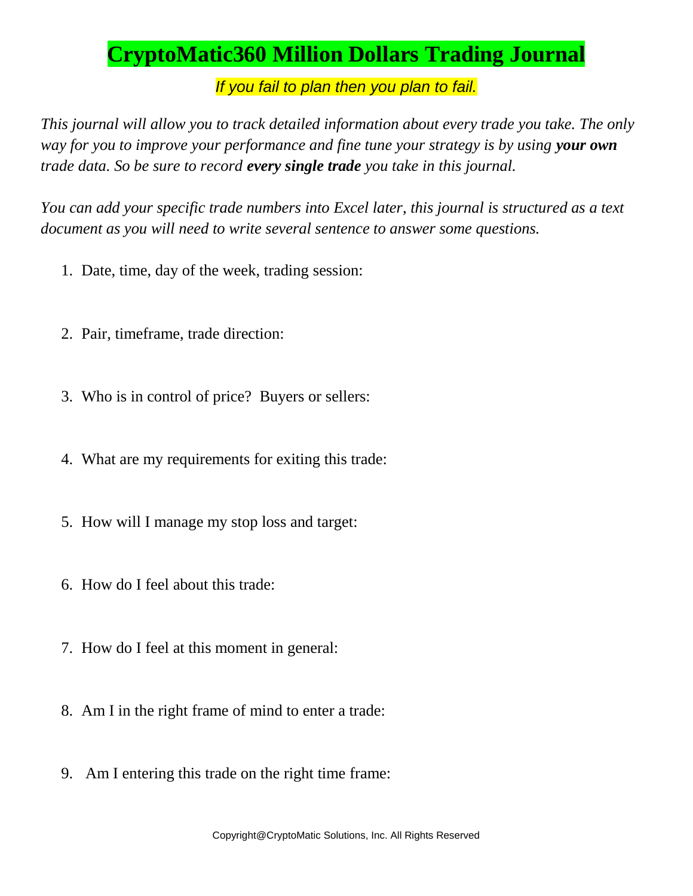# CryptoMatic360 Million Dollars Trading Journal

*If you fail to plan then you plan to fail.*

*This journal will allow you to track detailed information about every trade you take. The only way for you to improve your performance and fine tune your strategy is by using **your own** trade data. So be sure to record **every single trade** you take in this journal.*

*You can add your specific trade numbers into Excel later, this journal is structured as a text document as you will need to write several sentence to answer some questions.*

1. Date, time, day of the week, trading session:

2. Pair, timeframe, trade direction:

3. Who is in control of price? Buyers or sellers:

4. What are my requirements for exiting this trade:

5. How will I manage my stop loss and target:

6. How do I feel about this trade:

7. How do I feel at this moment in general:

8. Am I in the right frame of mind to enter a trade:

9. Am I entering this trade on the right time frame:

Copyright@CryptoMatic Solutions, Inc. All Rights Reserved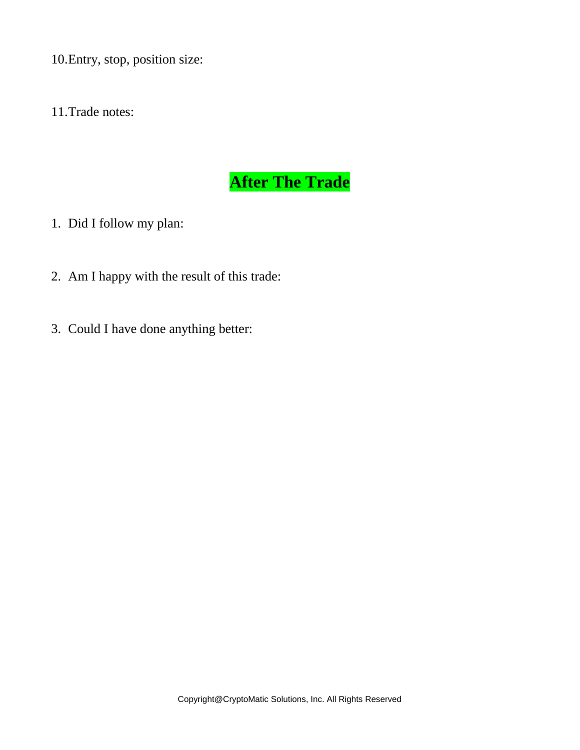10. Entry, stop, position size:

11. Trade notes:

## After The Trade

1. Did I follow my plan:

2. Am I happy with the result of this trade:

3. Could I have done anything better:

Copyright@CryptoMatic Solutions, Inc. All Rights Reserved